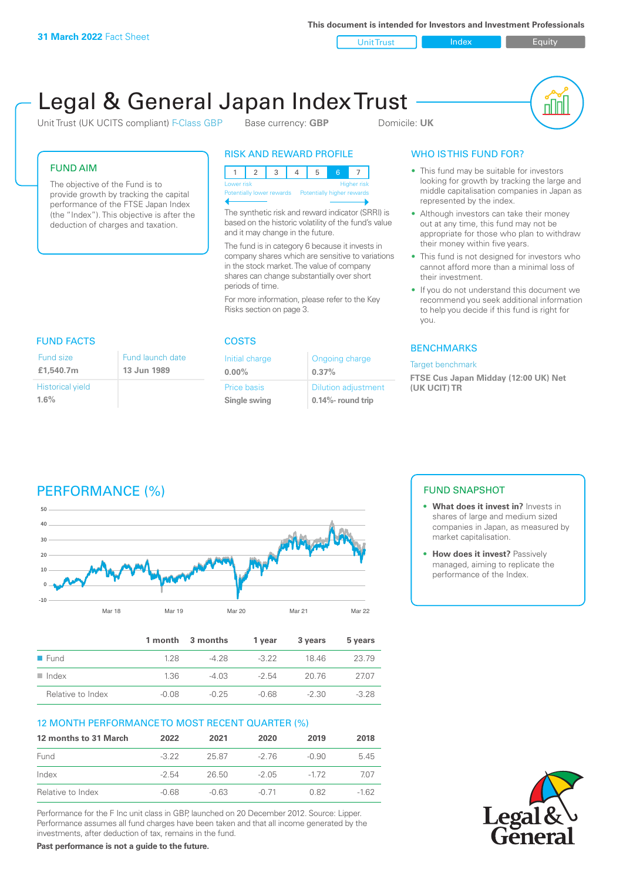**31 March 2022** Fact Sheet

This document is intended for Investors and Investment Professionals

Unit Trust | Index | Equity

# Legal & General Japan Index Trust

Unit Trust (UK UCITS compliant) F-Class GBP    Base currency: **GBP**    Domicile: **UK**

## FUND AIM

The objective of the Fund is to provide growth by tracking the capital performance of the FTSE Japan Index (the "Index"). This objective is after the deduction of charges and taxation.

## RISK AND REWARD PROFILE

| 1 | 2 | 3 | 4 | 5 | 6 | 7 |
|---|---|---|---|---|---|---|

Lower risk — Potentially lower rewards | Higher risk — Potentially higher rewards

The synthetic risk and reward indicator (SRRI) is based on the historic volatility of the fund's value and it may change in the future.

The fund is in category 6 because it invests in company shares which are sensitive to variations in the stock market. The value of company shares can change substantially over short periods of time.

For more information, please refer to the Key Risks section on page 3.

## WHO IS THIS FUND FOR?

- This fund may be suitable for investors looking for growth by tracking the large and middle capitalisation companies in Japan as represented by the index.
- Although investors can take their money out at any time, this fund may not be appropriate for those who plan to withdraw their money within five years.
- This fund is not designed for investors who cannot afford more than a minimal loss of their investment.
- If you do not understand this document we recommend you seek additional information to help you decide if this fund is right for you.

## FUND FACTS

| Fund size | Fund launch date |
|---|---|
| **£1,540.7m** | **13 Jun 1989** |
| Historical yield | |
| **1.6%** | |

## COSTS

| Initial charge | Ongoing charge |
|---|---|
| **0.00%** | **0.37%** |
| Price basis | Dilution adjustment |
| **Single swing** | **0.14%- round trip** |

## BENCHMARKS

Target benchmark

**FTSE Cus Japan Midday (12:00 UK) Net (UK UCIT) TR**

## PERFORMANCE (%)

| | 1 month | 3 months | 1 year | 3 years | 5 years |
|---|---|---|---|---|---|
| Fund | 1.28 | -4.28 | -3.22 | 18.46 | 23.79 |
| Index | 1.36 | -4.03 | -2.54 | 20.76 | 27.07 |
| Relative to Index | -0.08 | -0.25 | -0.68 | -2.30 | -3.28 |

## 12 MONTH PERFORMANCE TO MOST RECENT QUARTER (%)

| 12 months to 31 March | 2022 | 2021 | 2020 | 2019 | 2018 |
|---|---|---|---|---|---|
| Fund | -3.22 | 25.87 | -2.76 | -0.90 | 5.45 |
| Index | -2.54 | 26.50 | -2.05 | -1.72 | 7.07 |
| Relative to Index | -0.68 | -0.63 | -0.71 | 0.82 | -1.62 |

Performance for the F Inc unit class in GBP, launched on 20 December 2012. Source: Lipper. Performance assumes all fund charges have been taken and that all income generated by the investments, after deduction of tax, remains in the fund.

**Past performance is not a guide to the future.**

## FUND SNAPSHOT

- **What does it invest in?** Invests in shares of large and medium sized companies in Japan, as measured by market capitalisation.
- **How does it invest?** Passively managed, aiming to replicate the performance of the Index.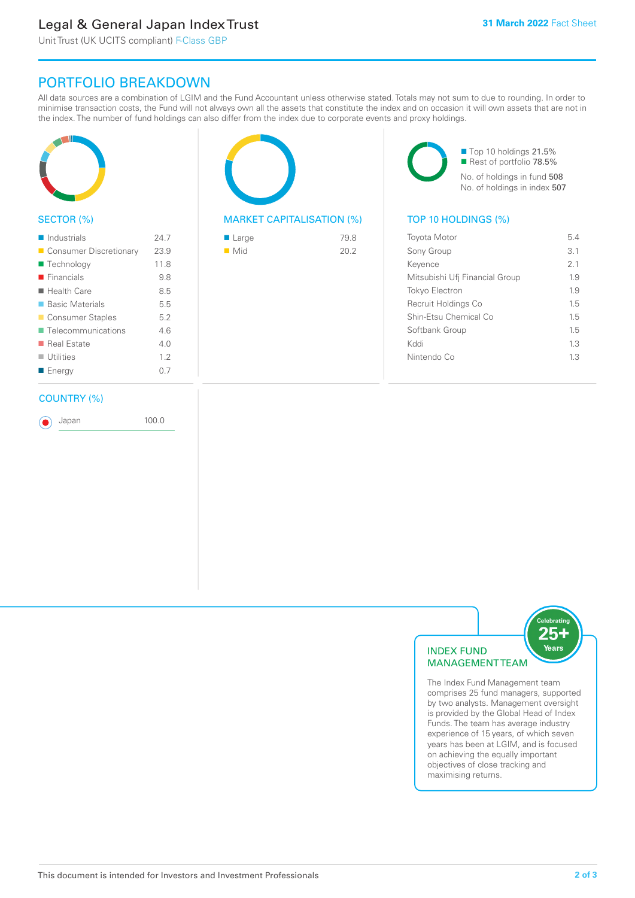Legal & General Japan Index Trust

Unit Trust (UK UCITS compliant) F-Class GBP

31 March 2022 Fact Sheet

## PORTFOLIO BREAKDOWN

All data sources are a combination of LGIM and the Fund Accountant unless otherwise stated. Totals may not sum to due to rounding. In order to minimise transaction costs, the Fund will not always own all the assets that constitute the index and on occasion it will own assets that are not in the index. The number of fund holdings can also differ from the index due to corporate events and proxy holdings.

### SECTOR (%)

| Sector | % |
| --- | --- |
| Industrials | 24.7 |
| Consumer Discretionary | 23.9 |
| Technology | 11.8 |
| Financials | 9.8 |
| Health Care | 8.5 |
| Basic Materials | 5.5 |
| Consumer Staples | 5.2 |
| Telecommunications | 4.6 |
| Real Estate | 4.0 |
| Utilities | 1.2 |
| Energy | 0.7 |

### MARKET CAPITALISATION (%)

| Market Capitalisation | % |
| --- | --- |
| Large | 79.8 |
| Mid | 20.2 |

- Top 10 holdings 21.5%
- Rest of portfolio 78.5%

No. of holdings in fund 508

No. of holdings in index 507

### TOP 10 HOLDINGS (%)

| Holding | % |
| --- | --- |
| Toyota Motor | 5.4 |
| Sony Group | 3.1 |
| Keyence | 2.1 |
| Mitsubishi Ufj Financial Group | 1.9 |
| Tokyo Electron | 1.9 |
| Recruit Holdings Co | 1.5 |
| Shin-Etsu Chemical Co | 1.5 |
| Softbank Group | 1.5 |
| Kddi | 1.3 |
| Nintendo Co | 1.3 |

### COUNTRY (%)

| Country | % |
| --- | --- |
| Japan | 100.0 |

### INDEX FUND MANAGEMENT TEAM

Celebrating 25+ Years

The Index Fund Management team comprises 25 fund managers, supported by two analysts. Management oversight is provided by the Global Head of Index Funds. The team has average industry experience of 15 years, of which seven years has been at LGIM, and is focused on achieving the equally important objectives of close tracking and maximising returns.

This document is intended for Investors and Investment Professionals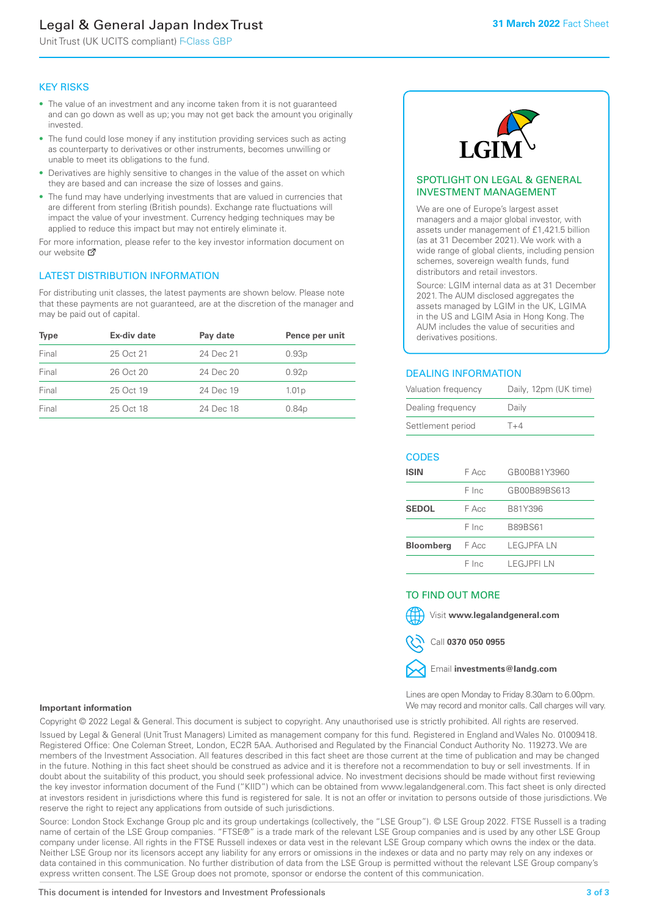# Legal & General Japan Index Trust

Unit Trust (UK UCITS compliant) F-Class GBP

31 March 2022 Fact Sheet

## KEY RISKS

- The value of an investment and any income taken from it is not guaranteed and can go down as well as up; you may not get back the amount you originally invested.
- The fund could lose money if any institution providing services such as acting as counterparty to derivatives or other instruments, becomes unwilling or unable to meet its obligations to the fund.
- Derivatives are highly sensitive to changes in the value of the asset on which they are based and can increase the size of losses and gains.
- The fund may have underlying investments that are valued in currencies that are different from sterling (British pounds). Exchange rate fluctuations will impact the value of your investment. Currency hedging techniques may be applied to reduce this impact but may not entirely eliminate it.

For more information, please refer to the key investor information document on our website

## LATEST DISTRIBUTION INFORMATION

For distributing unit classes, the latest payments are shown below. Please note that these payments are not guaranteed, are at the discretion of the manager and may be paid out of capital.

| Type | Ex-div date | Pay date | Pence per unit |
|---|---|---|---|
| Final | 25 Oct 21 | 24 Dec 21 | 0.93p |
| Final | 26 Oct 20 | 24 Dec 20 | 0.92p |
| Final | 25 Oct 19 | 24 Dec 19 | 1.01p |
| Final | 25 Oct 18 | 24 Dec 18 | 0.84p |

LGIM

## SPOTLIGHT ON LEGAL & GENERAL INVESTMENT MANAGEMENT

We are one of Europe's largest asset managers and a major global investor, with assets under management of £1,421.5 billion (as at 31 December 2021). We work with a wide range of global clients, including pension schemes, sovereign wealth funds, fund distributors and retail investors.

Source: LGIM internal data as at 31 December 2021. The AUM disclosed aggregates the assets managed by LGIM in the UK, LGIMA in the US and LGIM Asia in Hong Kong. The AUM includes the value of securities and derivatives positions.

## DEALING INFORMATION

| | |
|---|---|
| Valuation frequency | Daily, 12pm (UK time) |
| Dealing frequency | Daily |
| Settlement period | T+4 |

## CODES

| | | |
|---|---|---|
| **ISIN** | F Acc | GB00B81Y3960 |
| | F Inc | GB00B89BS613 |
| **SEDOL** | F Acc | B81Y396 |
| | F Inc | B89BS61 |
| **Bloomberg** | F Acc | LEGJPFA LN |
| | F Inc | LEGJPFI LN |

## TO FIND OUT MORE

Visit **www.legalandgeneral.com**

Call **0370 050 0955**

Email **investments@landg.com**

Lines are open Monday to Friday 8.30am to 6.00pm. We may record and monitor calls. Call charges will vary.

**Important information**

Copyright © 2022 Legal & General. This document is subject to copyright. Any unauthorised use is strictly prohibited. All rights are reserved.

Issued by Legal & General (Unit Trust Managers) Limited as management company for this fund. Registered in England and Wales No. 01009418. Registered Office: One Coleman Street, London, EC2R 5AA. Authorised and Regulated by the Financial Conduct Authority No. 119273. We are members of the Investment Association. All features described in this fact sheet are those current at the time of publication and may be changed in the future. Nothing in this fact sheet should be construed as advice and it is therefore not a recommendation to buy or sell investments. If in doubt about the suitability of this product, you should seek professional advice. No investment decisions should be made without first reviewing the key investor information document of the Fund ("KIID") which can be obtained from www.legalandgeneral.com. This fact sheet is only directed at investors resident in jurisdictions where this fund is registered for sale. It is not an offer or invitation to persons outside of those jurisdictions. We reserve the right to reject any applications from outside of such jurisdictions.

Source: London Stock Exchange Group plc and its group undertakings (collectively, the "LSE Group"). © LSE Group 2022. FTSE Russell is a trading name of certain of the LSE Group companies. "FTSE®" is a trade mark of the relevant LSE Group companies and is used by any other LSE Group company under license. All rights in the FTSE Russell indexes or data vest in the relevant LSE Group company which owns the index or the data. Neither LSE Group nor its licensors accept any liability for any errors or omissions in the indexes or data and no party may rely on any indexes or data contained in this communication. No further distribution of data from the LSE Group is permitted without the relevant LSE Group company's express written consent. The LSE Group does not promote, sponsor or endorse the content of this communication.

This document is intended for Investors and Investment Professionals